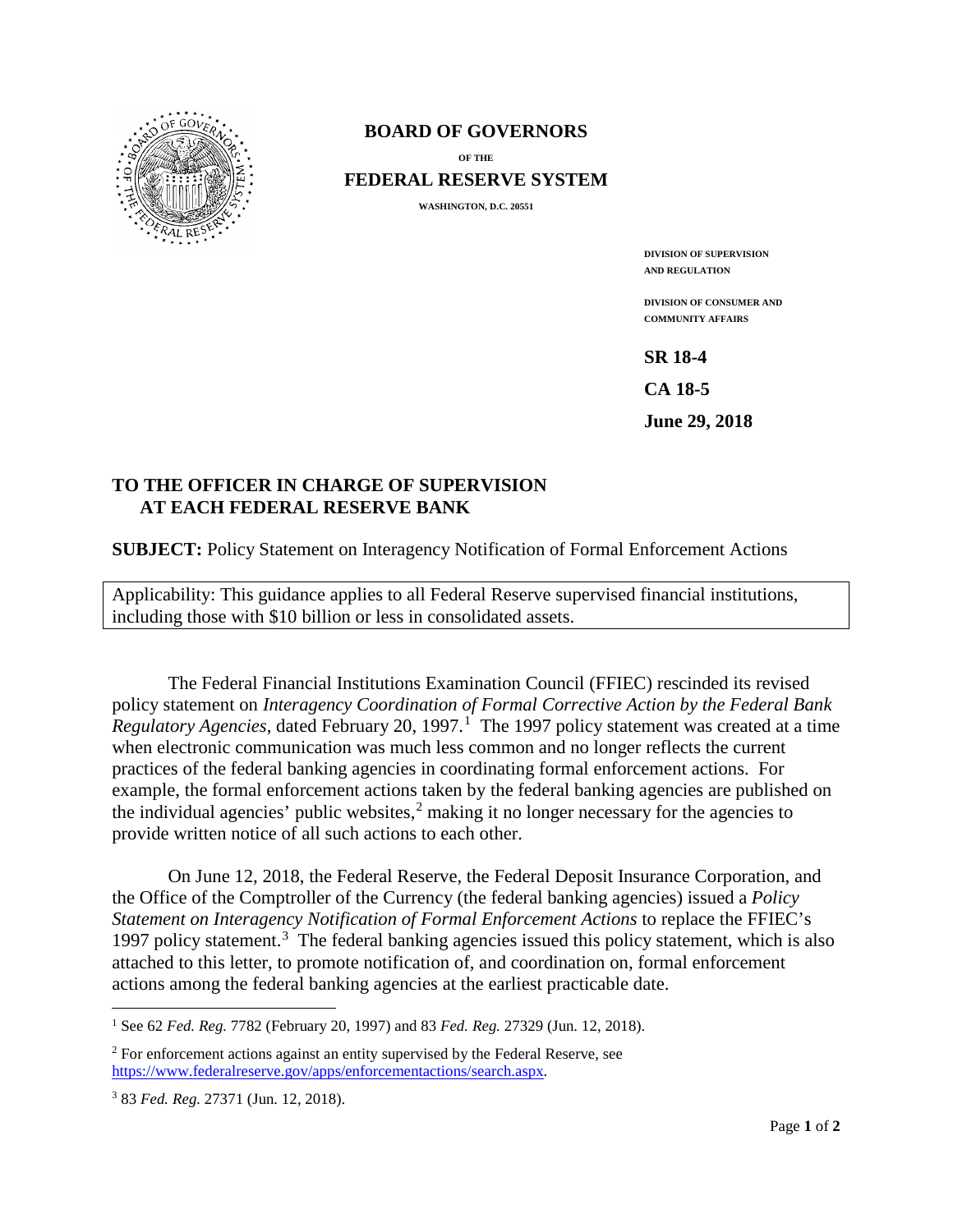**BOARD OF GOVERNORS**

**OF THE**

**FEDERAL RESERVE SYSTEM**

**WASHINGTON, D.C. 20551**

**DIVISION OF SUPERVISION AND REGULATION**

**DIVISION OF CONSUMER AND COMMUNITY AFFAIRS**

**SR 18-4**

**CA 18-5**

**June 29, 2018**

**TO THE OFFICER IN CHARGE OF SUPERVISION AT EACH FEDERAL RESERVE BANK**

**SUBJECT:** Policy Statement on Interagency Notification of Formal Enforcement Actions

Applicability: This guidance applies to all Federal Reserve supervised financial institutions, including those with $10 billion or less in consolidated assets.

The Federal Financial Institutions Examination Council (FFIEC) rescinded its revised policy statement on *Interagency Coordination of Formal Corrective Action by the Federal Bank Regulatory Agencies*, dated February 20, 1997.[1] The 1997 policy statement was created at a time when electronic communication was much less common and no longer reflects the current practices of the federal banking agencies in coordinating formal enforcement actions. For example, the formal enforcement actions taken by the federal banking agencies are published on the individual agencies' public websites,[2] making it no longer necessary for the agencies to provide written notice of all such actions to each other.

On June 12, 2018, the Federal Reserve, the Federal Deposit Insurance Corporation, and the Office of the Comptroller of the Currency (the federal banking agencies) issued a *Policy Statement on Interagency Notification of Formal Enforcement Actions* to replace the FFIEC's 1997 policy statement.[3] The federal banking agencies issued this policy statement, which is also attached to this letter, to promote notification of, and coordination on, formal enforcement actions among the federal banking agencies at the earliest practicable date.

---

[1] See 62 *Fed. Reg.* 7782 (February 20, 1997) and 83 *Fed. Reg.* 27329 (Jun. 12, 2018).

[2] For enforcement actions against an entity supervised by the Federal Reserve, see https://www.federalreserve.gov/apps/enforcementactions/search.aspx.

[3] 83 *Fed. Reg.* 27371 (Jun. 12, 2018).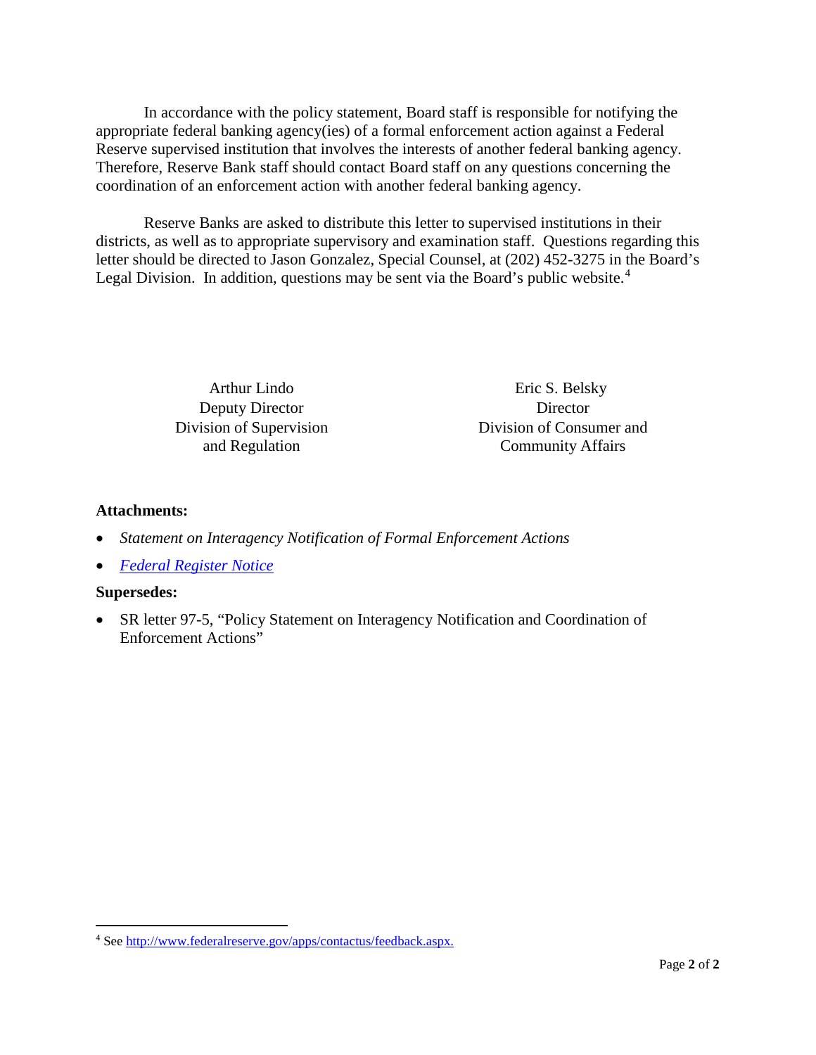In accordance with the policy statement, Board staff is responsible for notifying the appropriate federal banking agency(ies) of a formal enforcement action against a Federal Reserve supervised institution that involves the interests of another federal banking agency. Therefore, Reserve Bank staff should contact Board staff on any questions concerning the coordination of an enforcement action with another federal banking agency.

Reserve Banks are asked to distribute this letter to supervised institutions in their districts, as well as to appropriate supervisory and examination staff. Questions regarding this letter should be directed to Jason Gonzalez, Special Counsel, at (202) 452-3275 in the Board's Legal Division. In addition, questions may be sent via the Board's public website.[4]

Arthur Lindo
Deputy Director
Division of Supervision
and Regulation

Eric S. Belsky
Director
Division of Consumer and
Community Affairs

**Attachments:**

- *Statement on Interagency Notification of Formal Enforcement Actions*
- *Federal Register Notice*

**Supersedes:**

- SR letter 97-5, "Policy Statement on Interagency Notification and Coordination of Enforcement Actions"

---

[4] See http://www.federalreserve.gov/apps/contactus/feedback.aspx.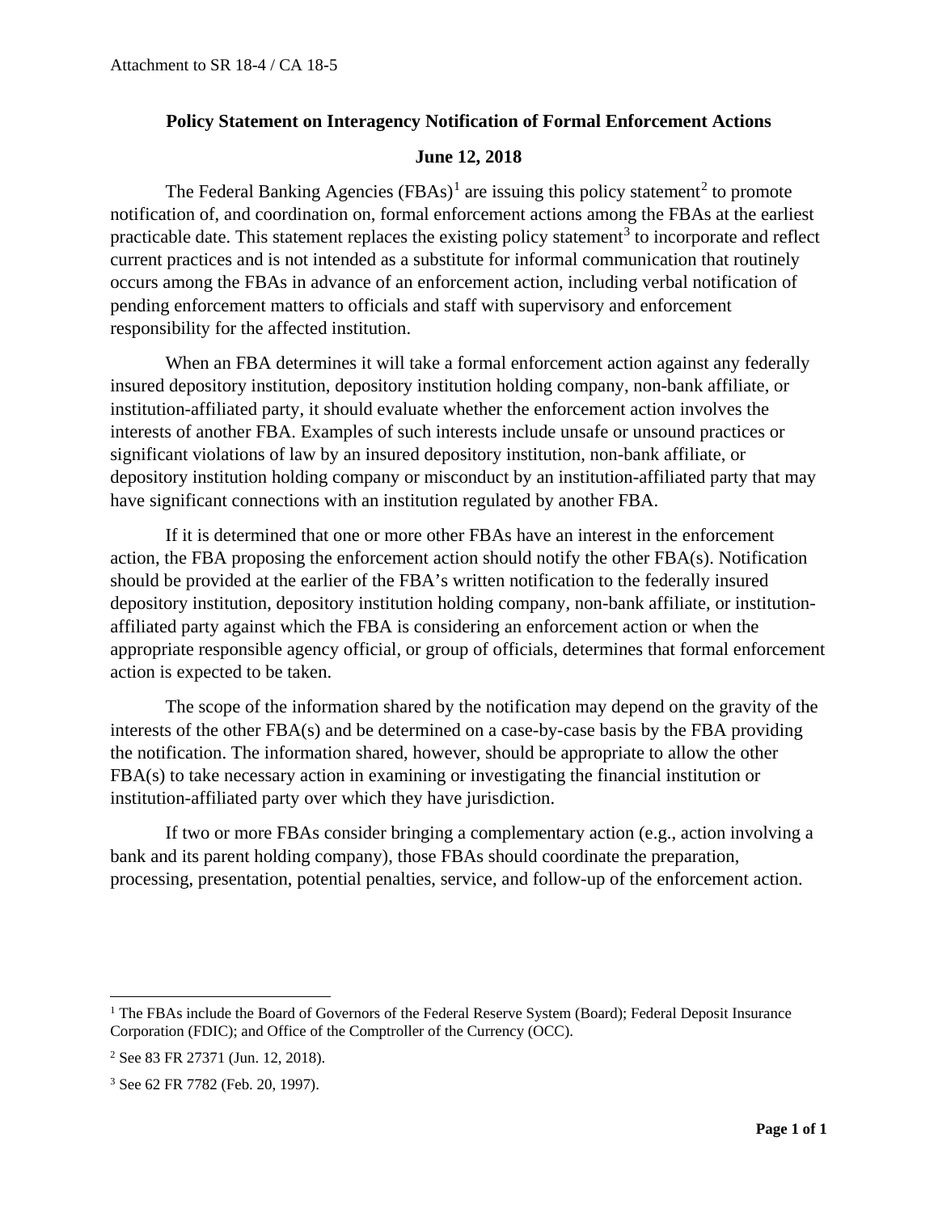Attachment to SR 18-4 / CA 18-5

**Policy Statement on Interagency Notification of Formal Enforcement Actions**

**June 12, 2018**

The Federal Banking Agencies (FBAs)[1] are issuing this policy statement[2] to promote notification of, and coordination on, formal enforcement actions among the FBAs at the earliest practicable date. This statement replaces the existing policy statement[3] to incorporate and reflect current practices and is not intended as a substitute for informal communication that routinely occurs among the FBAs in advance of an enforcement action, including verbal notification of pending enforcement matters to officials and staff with supervisory and enforcement responsibility for the affected institution.

When an FBA determines it will take a formal enforcement action against any federally insured depository institution, depository institution holding company, non-bank affiliate, or institution-affiliated party, it should evaluate whether the enforcement action involves the interests of another FBA. Examples of such interests include unsafe or unsound practices or significant violations of law by an insured depository institution, non-bank affiliate, or depository institution holding company or misconduct by an institution-affiliated party that may have significant connections with an institution regulated by another FBA.

If it is determined that one or more other FBAs have an interest in the enforcement action, the FBA proposing the enforcement action should notify the other FBA(s). Notification should be provided at the earlier of the FBA's written notification to the federally insured depository institution, depository institution holding company, non-bank affiliate, or institution-affiliated party against which the FBA is considering an enforcement action or when the appropriate responsible agency official, or group of officials, determines that formal enforcement action is expected to be taken.

The scope of the information shared by the notification may depend on the gravity of the interests of the other FBA(s) and be determined on a case-by-case basis by the FBA providing the notification. The information shared, however, should be appropriate to allow the other FBA(s) to take necessary action in examining or investigating the financial institution or institution-affiliated party over which they have jurisdiction.

If two or more FBAs consider bringing a complementary action (e.g., action involving a bank and its parent holding company), those FBAs should coordinate the preparation, processing, presentation, potential penalties, service, and follow-up of the enforcement action.

---

[1] The FBAs include the Board of Governors of the Federal Reserve System (Board); Federal Deposit Insurance Corporation (FDIC); and Office of the Comptroller of the Currency (OCC).

[2] See 83 FR 27371 (Jun. 12, 2018).

[3] See 62 FR 7782 (Feb. 20, 1997).